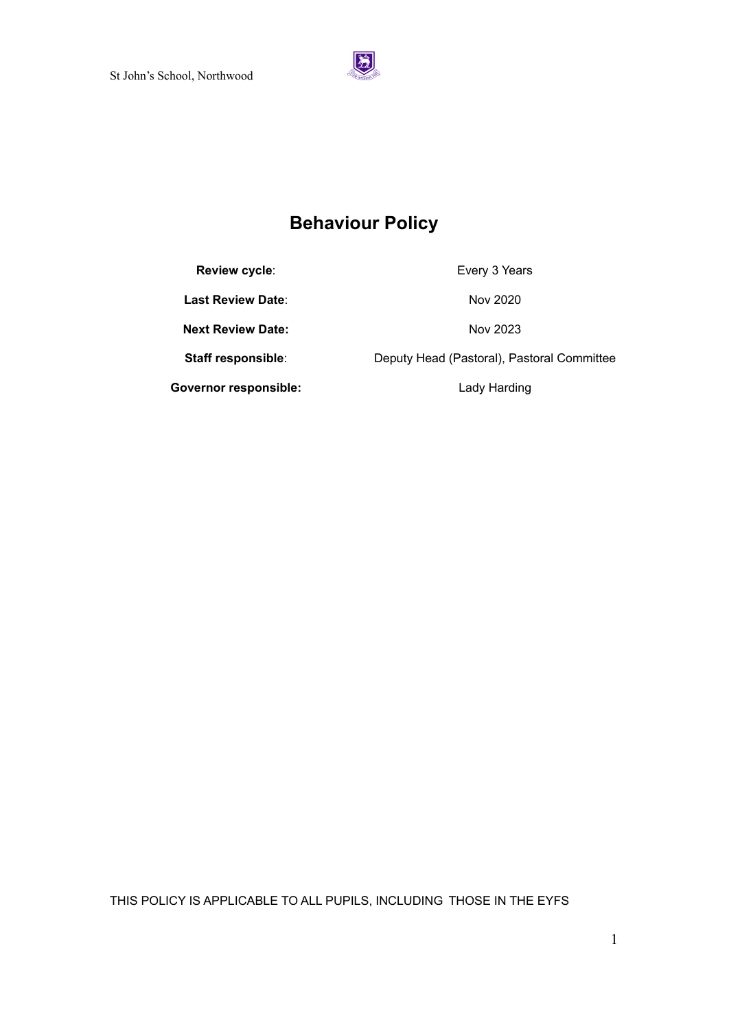St John's School, Northwood

# Behaviour Policy

| | |
|---|---|
| **Review cycle**: | Every 3 Years |
| **Last Review Date**: | Nov 2020 |
| **Next Review Date:** | Nov 2023 |
| **Staff responsible**: | Deputy Head (Pastoral), Pastoral Committee |
| **Governor responsible:** | Lady Harding |

THIS POLICY IS APPLICABLE TO ALL PUPILS, INCLUDING THOSE IN THE EYFS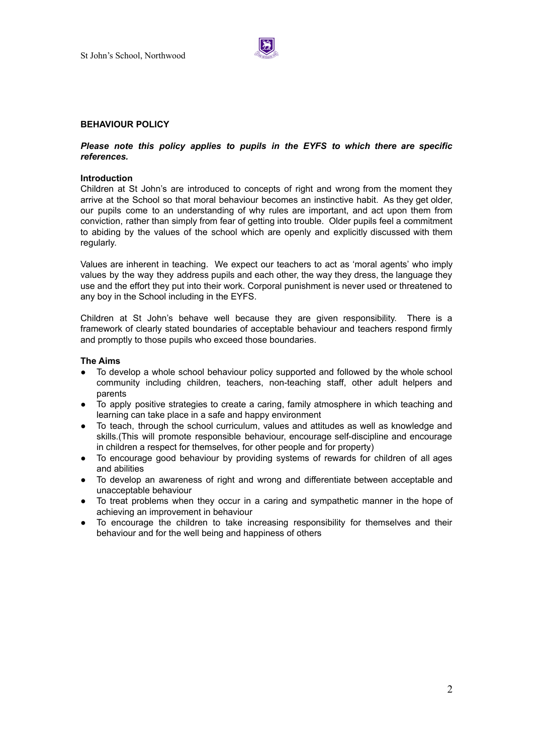## BEHAVIOUR POLICY

***Please note this policy applies to pupils in the EYFS to which there are specific references.***

### Introduction

Children at St John's are introduced to concepts of right and wrong from the moment they arrive at the School so that moral behaviour becomes an instinctive habit. As they get older, our pupils come to an understanding of why rules are important, and act upon them from conviction, rather than simply from fear of getting into trouble. Older pupils feel a commitment to abiding by the values of the school which are openly and explicitly discussed with them regularly.

Values are inherent in teaching. We expect our teachers to act as 'moral agents' who imply values by the way they address pupils and each other, the way they dress, the language they use and the effort they put into their work. Corporal punishment is never used or threatened to any boy in the School including in the EYFS.

Children at St John's behave well because they are given responsibility. There is a framework of clearly stated boundaries of acceptable behaviour and teachers respond firmly and promptly to those pupils who exceed those boundaries.

### The Aims

- To develop a whole school behaviour policy supported and followed by the whole school community including children, teachers, non-teaching staff, other adult helpers and parents
- To apply positive strategies to create a caring, family atmosphere in which teaching and learning can take place in a safe and happy environment
- To teach, through the school curriculum, values and attitudes as well as knowledge and skills.(This will promote responsible behaviour, encourage self-discipline and encourage in children a respect for themselves, for other people and for property)
- To encourage good behaviour by providing systems of rewards for children of all ages and abilities
- To develop an awareness of right and wrong and differentiate between acceptable and unacceptable behaviour
- To treat problems when they occur in a caring and sympathetic manner in the hope of achieving an improvement in behaviour
- To encourage the children to take increasing responsibility for themselves and their behaviour and for the well being and happiness of others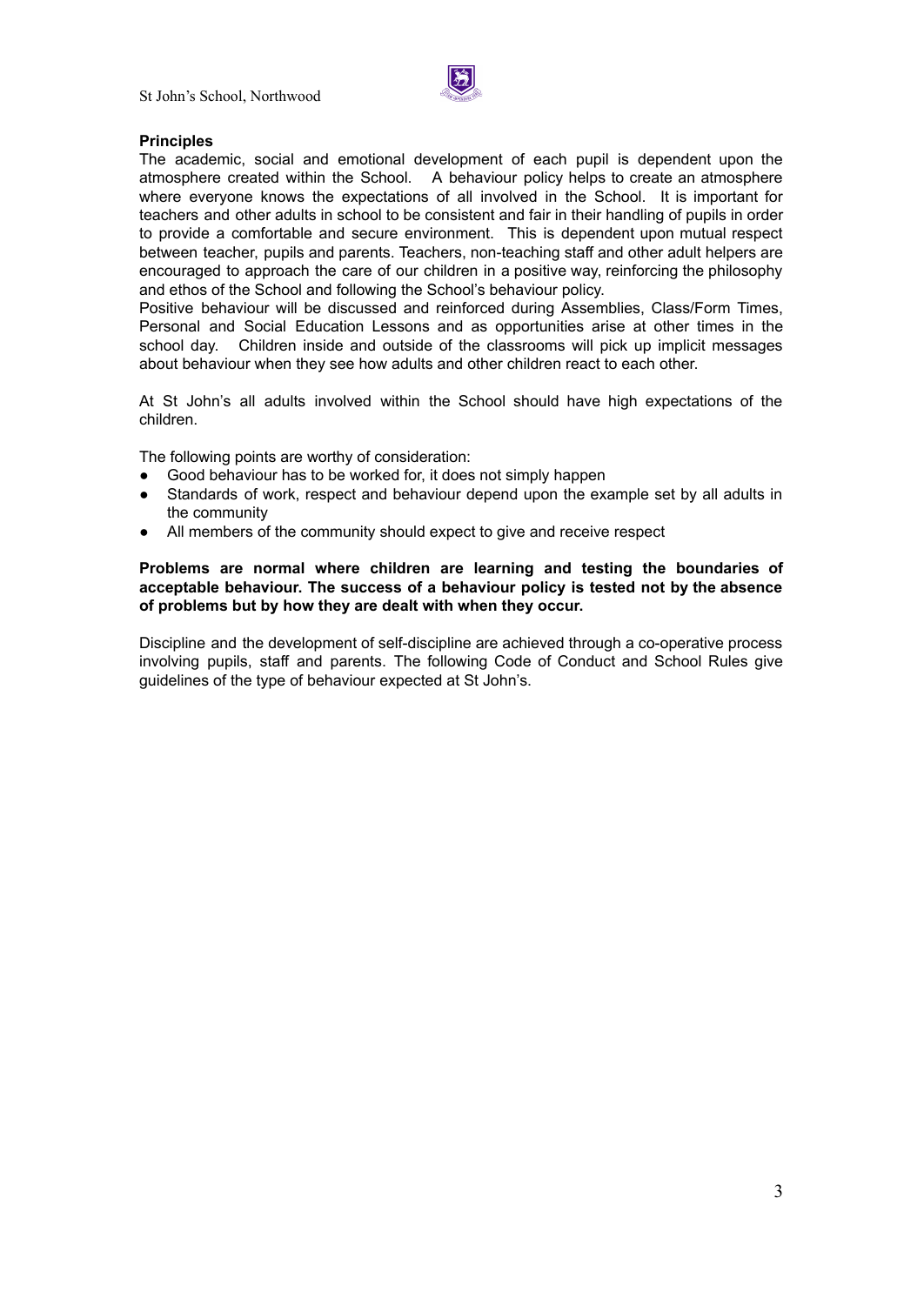**Principles**

The academic, social and emotional development of each pupil is dependent upon the atmosphere created within the School. A behaviour policy helps to create an atmosphere where everyone knows the expectations of all involved in the School. It is important for teachers and other adults in school to be consistent and fair in their handling of pupils in order to provide a comfortable and secure environment. This is dependent upon mutual respect between teacher, pupils and parents. Teachers, non-teaching staff and other adult helpers are encouraged to approach the care of our children in a positive way, reinforcing the philosophy and ethos of the School and following the School's behaviour policy.

Positive behaviour will be discussed and reinforced during Assemblies, Class/Form Times, Personal and Social Education Lessons and as opportunities arise at other times in the school day. Children inside and outside of the classrooms will pick up implicit messages about behaviour when they see how adults and other children react to each other.

At St John's all adults involved within the School should have high expectations of the children.

The following points are worthy of consideration:

- Good behaviour has to be worked for, it does not simply happen
- Standards of work, respect and behaviour depend upon the example set by all adults in the community
- All members of the community should expect to give and receive respect

**Problems are normal where children are learning and testing the boundaries of acceptable behaviour. The success of a behaviour policy is tested not by the absence of problems but by how they are dealt with when they occur.**

Discipline and the development of self-discipline are achieved through a co-operative process involving pupils, staff and parents. The following Code of Conduct and School Rules give guidelines of the type of behaviour expected at St John's.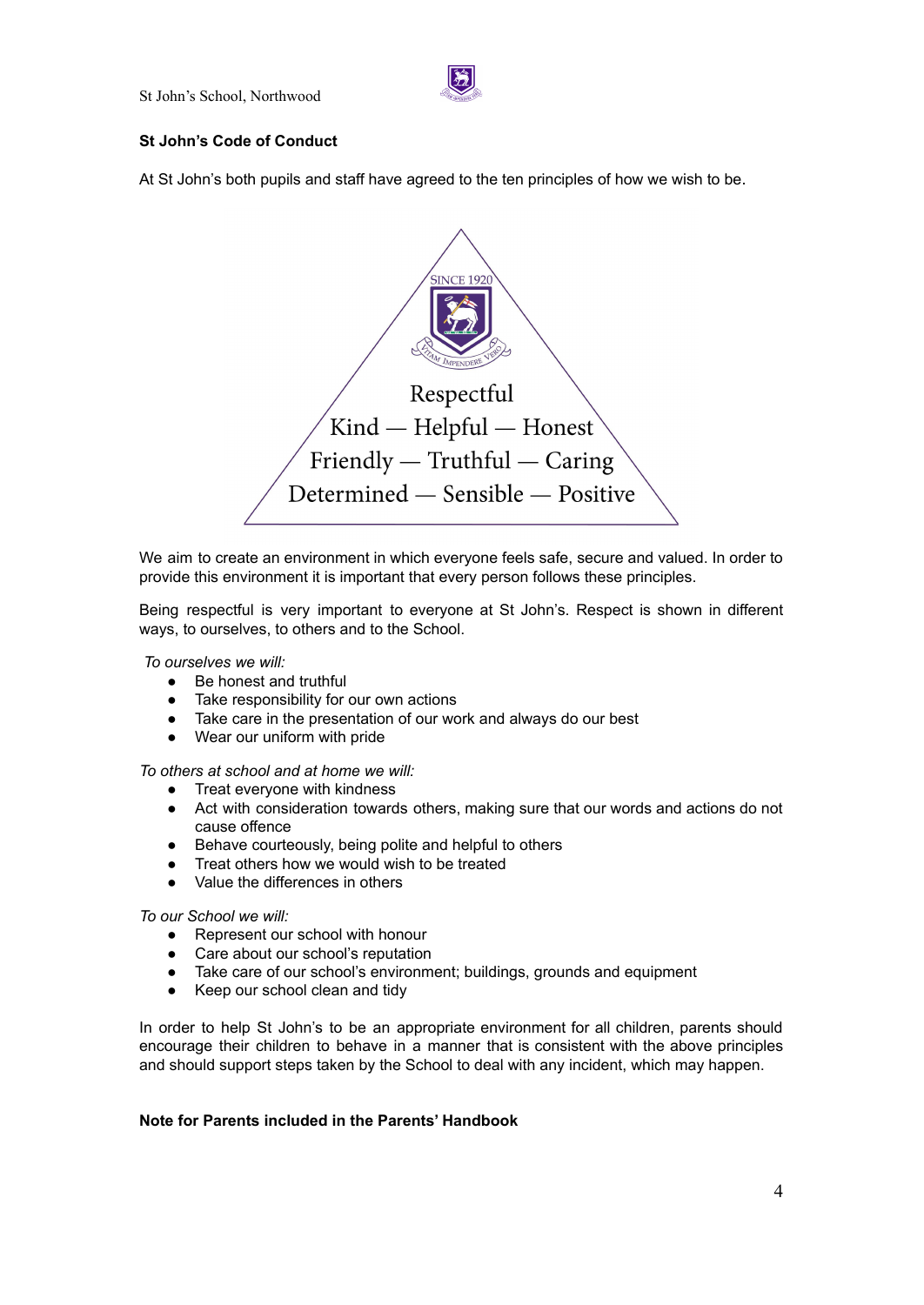## St John's Code of Conduct

At St John's both pupils and staff have agreed to the ten principles of how we wish to be.

SINCE 1920

VITAM IMPENDERE VERO

Respectful
Kind — Helpful — Honest
Friendly — Truthful — Caring
Determined — Sensible — Positive

We aim to create an environment in which everyone feels safe, secure and valued. In order to provide this environment it is important that every person follows these principles.

Being respectful is very important to everyone at St John's. Respect is shown in different ways, to ourselves, to others and to the School.

*To ourselves we will:*

- Be honest and truthful
- Take responsibility for our own actions
- Take care in the presentation of our work and always do our best
- Wear our uniform with pride

*To others at school and at home we will:*

- Treat everyone with kindness
- Act with consideration towards others, making sure that our words and actions do not cause offence
- Behave courteously, being polite and helpful to others
- Treat others how we would wish to be treated
- Value the differences in others

*To our School we will:*

- Represent our school with honour
- Care about our school's reputation
- Take care of our school's environment; buildings, grounds and equipment
- Keep our school clean and tidy

In order to help St John's to be an appropriate environment for all children, parents should encourage their children to behave in a manner that is consistent with the above principles and should support steps taken by the School to deal with any incident, which may happen.

**Note for Parents included in the Parents' Handbook**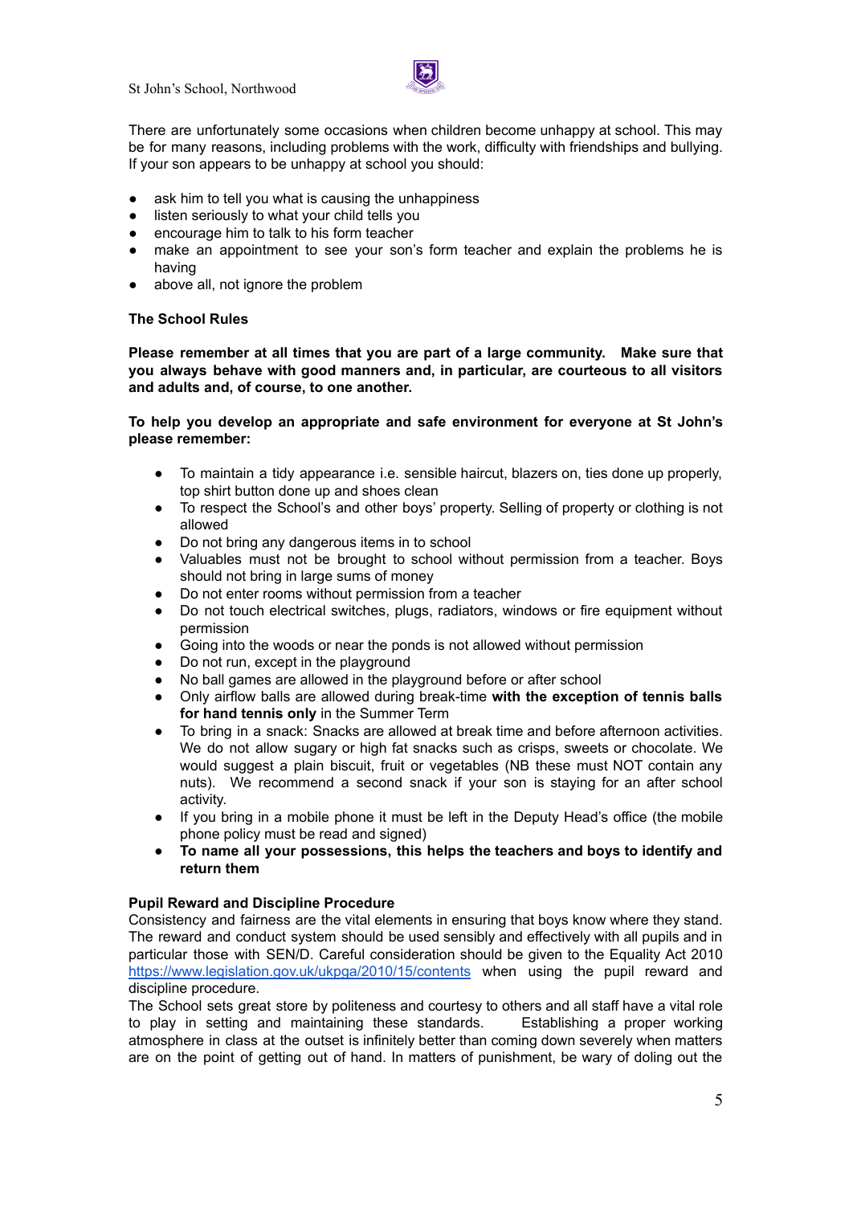There are unfortunately some occasions when children become unhappy at school. This may be for many reasons, including problems with the work, difficulty with friendships and bullying. If your son appears to be unhappy at school you should:

- ask him to tell you what is causing the unhappiness
- listen seriously to what your child tells you
- encourage him to talk to his form teacher
- make an appointment to see your son's form teacher and explain the problems he is having
- above all, not ignore the problem

**The School Rules**

**Please remember at all times that you are part of a large community. Make sure that you always behave with good manners and, in particular, are courteous to all visitors and adults and, of course, to one another.**

**To help you develop an appropriate and safe environment for everyone at St John's please remember:**

- To maintain a tidy appearance i.e. sensible haircut, blazers on, ties done up properly, top shirt button done up and shoes clean
- To respect the School's and other boys' property. Selling of property or clothing is not allowed
- Do not bring any dangerous items in to school
- Valuables must not be brought to school without permission from a teacher. Boys should not bring in large sums of money
- Do not enter rooms without permission from a teacher
- Do not touch electrical switches, plugs, radiators, windows or fire equipment without permission
- Going into the woods or near the ponds is not allowed without permission
- Do not run, except in the playground
- No ball games are allowed in the playground before or after school
- Only airflow balls are allowed during break-time **with the exception of tennis balls for hand tennis only** in the Summer Term
- To bring in a snack: Snacks are allowed at break time and before afternoon activities. We do not allow sugary or high fat snacks such as crisps, sweets or chocolate. We would suggest a plain biscuit, fruit or vegetables (NB these must NOT contain any nuts). We recommend a second snack if your son is staying for an after school activity.
- If you bring in a mobile phone it must be left in the Deputy Head's office (the mobile phone policy must be read and signed)
- **To name all your possessions, this helps the teachers and boys to identify and return them**

**Pupil Reward and Discipline Procedure**

Consistency and fairness are the vital elements in ensuring that boys know where they stand. The reward and conduct system should be used sensibly and effectively with all pupils and in particular those with SEN/D. Careful consideration should be given to the Equality Act 2010 https://www.legislation.gov.uk/ukpga/2010/15/contents when using the pupil reward and discipline procedure.

The School sets great store by politeness and courtesy to others and all staff have a vital role to play in setting and maintaining these standards. Establishing a proper working atmosphere in class at the outset is infinitely better than coming down severely when matters are on the point of getting out of hand. In matters of punishment, be wary of doling out the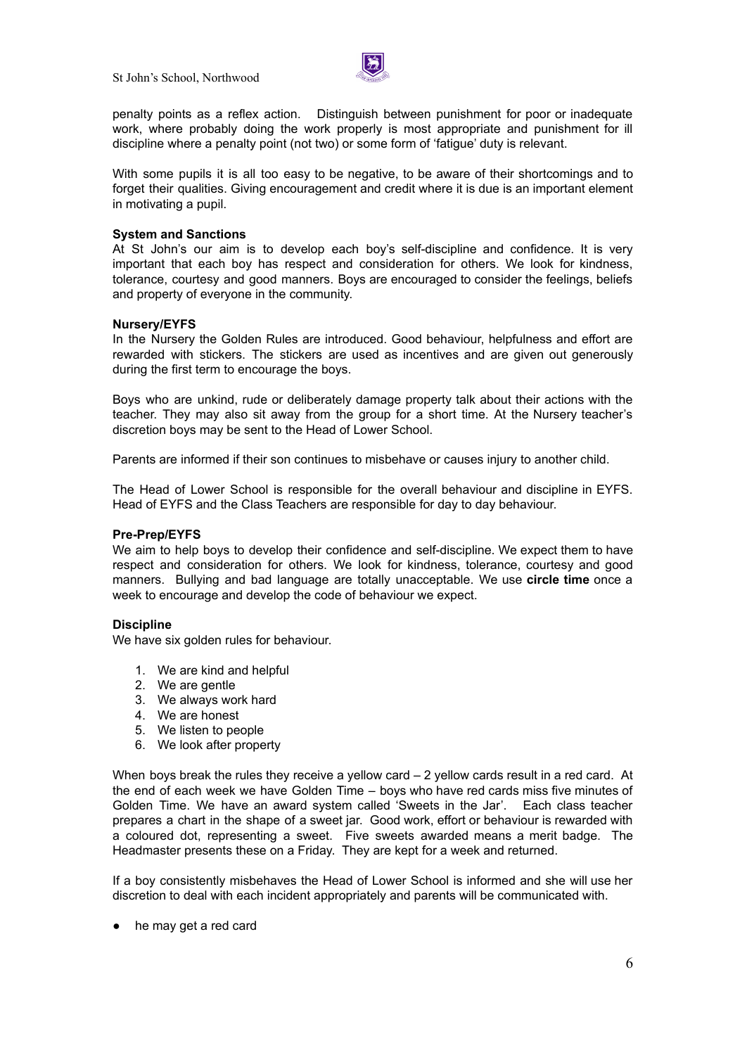penalty points as a reflex action. Distinguish between punishment for poor or inadequate work, where probably doing the work properly is most appropriate and punishment for ill discipline where a penalty point (not two) or some form of 'fatigue' duty is relevant.

With some pupils it is all too easy to be negative, to be aware of their shortcomings and to forget their qualities. Giving encouragement and credit where it is due is an important element in motivating a pupil.

**System and Sanctions**

At St John's our aim is to develop each boy's self-discipline and confidence. It is very important that each boy has respect and consideration for others. We look for kindness, tolerance, courtesy and good manners. Boys are encouraged to consider the feelings, beliefs and property of everyone in the community.

**Nursery/EYFS**

In the Nursery the Golden Rules are introduced. Good behaviour, helpfulness and effort are rewarded with stickers. The stickers are used as incentives and are given out generously during the first term to encourage the boys.

Boys who are unkind, rude or deliberately damage property talk about their actions with the teacher. They may also sit away from the group for a short time. At the Nursery teacher's discretion boys may be sent to the Head of Lower School.

Parents are informed if their son continues to misbehave or causes injury to another child.

The Head of Lower School is responsible for the overall behaviour and discipline in EYFS. Head of EYFS and the Class Teachers are responsible for day to day behaviour.

**Pre-Prep/EYFS**

We aim to help boys to develop their confidence and self-discipline. We expect them to have respect and consideration for others. We look for kindness, tolerance, courtesy and good manners. Bullying and bad language are totally unacceptable. We use **circle time** once a week to encourage and develop the code of behaviour we expect.

**Discipline**

We have six golden rules for behaviour.

1. We are kind and helpful
2. We are gentle
3. We always work hard
4. We are honest
5. We listen to people
6. We look after property

When boys break the rules they receive a yellow card – 2 yellow cards result in a red card. At the end of each week we have Golden Time – boys who have red cards miss five minutes of Golden Time. We have an award system called 'Sweets in the Jar'. Each class teacher prepares a chart in the shape of a sweet jar. Good work, effort or behaviour is rewarded with a coloured dot, representing a sweet. Five sweets awarded means a merit badge. The Headmaster presents these on a Friday. They are kept for a week and returned.

If a boy consistently misbehaves the Head of Lower School is informed and she will use her discretion to deal with each incident appropriately and parents will be communicated with.

- he may get a red card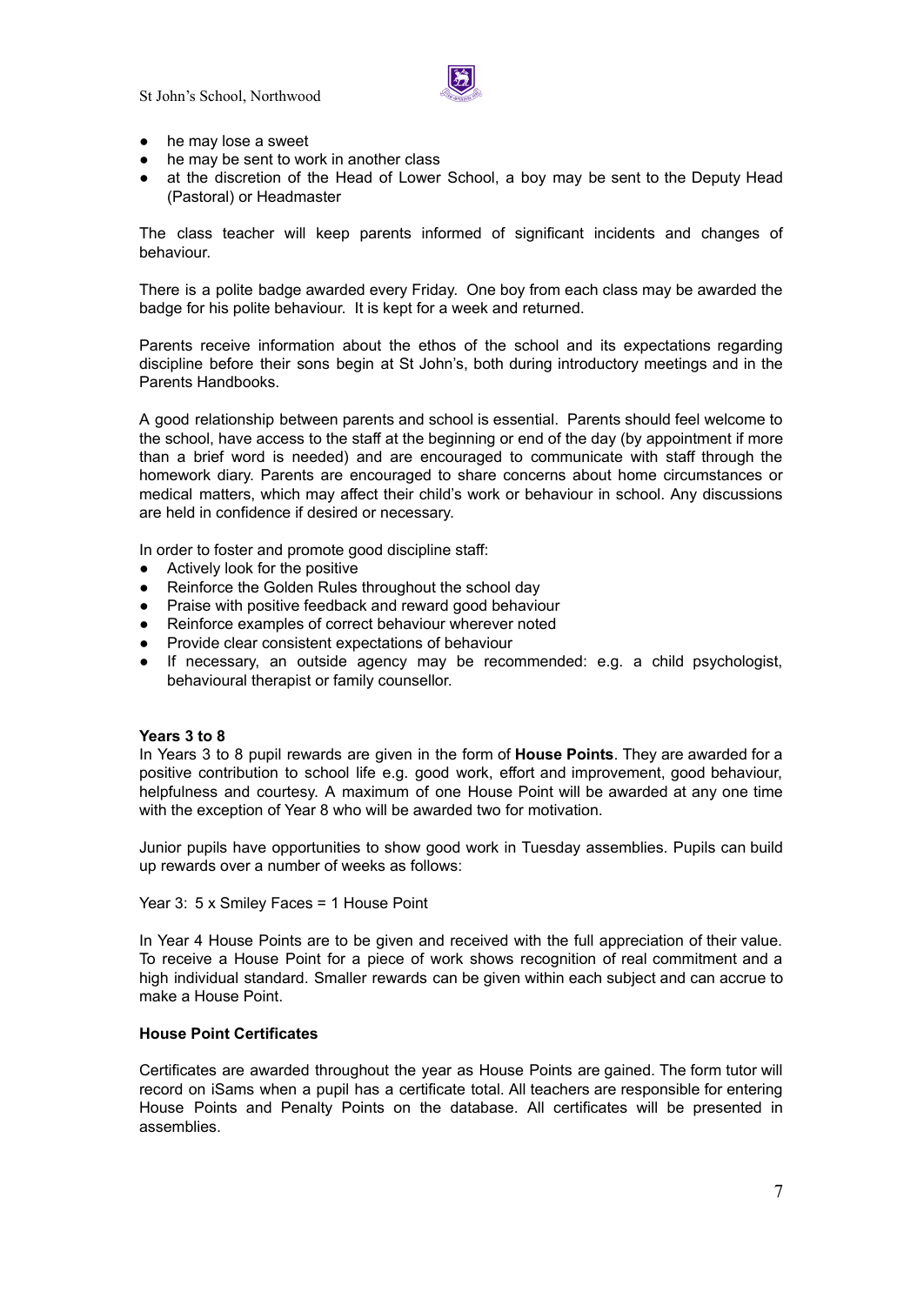- he may lose a sweet
- he may be sent to work in another class
- at the discretion of the Head of Lower School, a boy may be sent to the Deputy Head (Pastoral) or Headmaster

The class teacher will keep parents informed of significant incidents and changes of behaviour.

There is a polite badge awarded every Friday. One boy from each class may be awarded the badge for his polite behaviour. It is kept for a week and returned.

Parents receive information about the ethos of the school and its expectations regarding discipline before their sons begin at St John's, both during introductory meetings and in the Parents Handbooks.

A good relationship between parents and school is essential. Parents should feel welcome to the school, have access to the staff at the beginning or end of the day (by appointment if more than a brief word is needed) and are encouraged to communicate with staff through the homework diary. Parents are encouraged to share concerns about home circumstances or medical matters, which may affect their child's work or behaviour in school. Any discussions are held in confidence if desired or necessary.

In order to foster and promote good discipline staff:

- Actively look for the positive
- Reinforce the Golden Rules throughout the school day
- Praise with positive feedback and reward good behaviour
- Reinforce examples of correct behaviour wherever noted
- Provide clear consistent expectations of behaviour
- If necessary, an outside agency may be recommended: e.g. a child psychologist, behavioural therapist or family counsellor.

**Years 3 to 8**

In Years 3 to 8 pupil rewards are given in the form of **House Points**. They are awarded for a positive contribution to school life e.g. good work, effort and improvement, good behaviour, helpfulness and courtesy. A maximum of one House Point will be awarded at any one time with the exception of Year 8 who will be awarded two for motivation.

Junior pupils have opportunities to show good work in Tuesday assemblies. Pupils can build up rewards over a number of weeks as follows:

Year 3: 5 x Smiley Faces = 1 House Point

In Year 4 House Points are to be given and received with the full appreciation of their value. To receive a House Point for a piece of work shows recognition of real commitment and a high individual standard. Smaller rewards can be given within each subject and can accrue to make a House Point.

**House Point Certificates**

Certificates are awarded throughout the year as House Points are gained. The form tutor will record on iSams when a pupil has a certificate total. All teachers are responsible for entering House Points and Penalty Points on the database. All certificates will be presented in assemblies.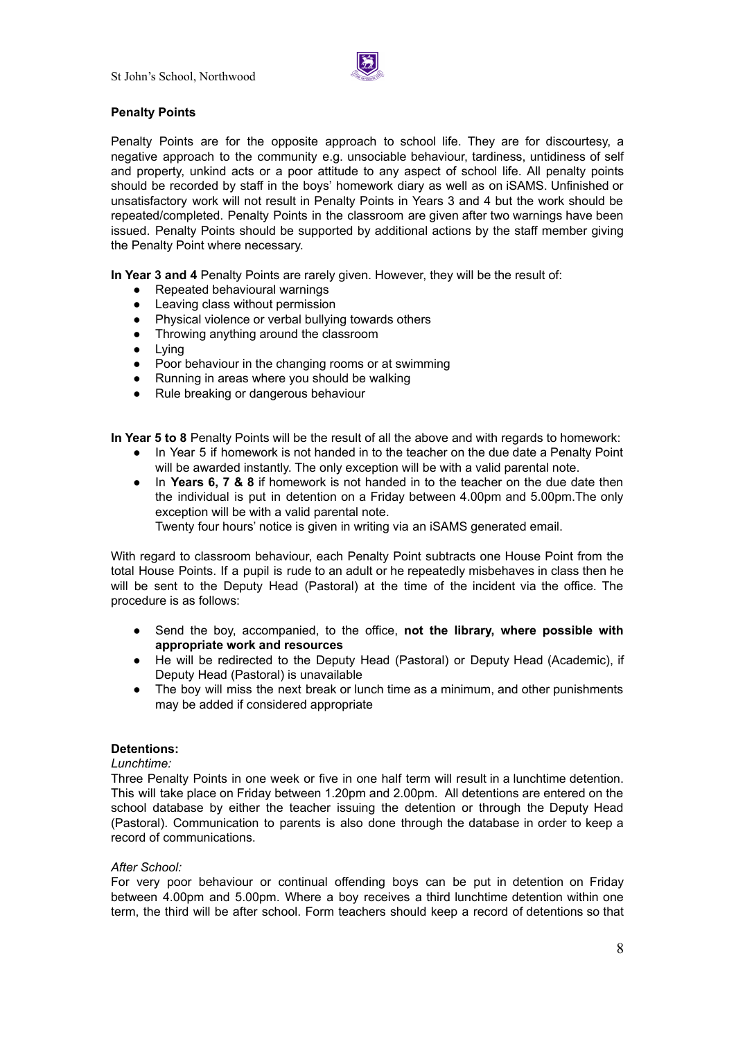**Penalty Points**

Penalty Points are for the opposite approach to school life. They are for discourtesy, a negative approach to the community e.g. unsociable behaviour, tardiness, untidiness of self and property, unkind acts or a poor attitude to any aspect of school life. All penalty points should be recorded by staff in the boys' homework diary as well as on iSAMS. Unfinished or unsatisfactory work will not result in Penalty Points in Years 3 and 4 but the work should be repeated/completed. Penalty Points in the classroom are given after two warnings have been issued. Penalty Points should be supported by additional actions by the staff member giving the Penalty Point where necessary.

**In Year 3 and 4** Penalty Points are rarely given. However, they will be the result of:

- Repeated behavioural warnings
- Leaving class without permission
- Physical violence or verbal bullying towards others
- Throwing anything around the classroom
- Lying
- Poor behaviour in the changing rooms or at swimming
- Running in areas where you should be walking
- Rule breaking or dangerous behaviour

**In Year 5 to 8** Penalty Points will be the result of all the above and with regards to homework:

- In Year 5 if homework is not handed in to the teacher on the due date a Penalty Point will be awarded instantly. The only exception will be with a valid parental note.
- In **Years 6, 7 & 8** if homework is not handed in to the teacher on the due date then the individual is put in detention on a Friday between 4.00pm and 5.00pm.The only exception will be with a valid parental note.
  Twenty four hours' notice is given in writing via an iSAMS generated email.

With regard to classroom behaviour, each Penalty Point subtracts one House Point from the total House Points. If a pupil is rude to an adult or he repeatedly misbehaves in class then he will be sent to the Deputy Head (Pastoral) at the time of the incident via the office. The procedure is as follows:

- Send the boy, accompanied, to the office, **not the library, where possible with appropriate work and resources**
- He will be redirected to the Deputy Head (Pastoral) or Deputy Head (Academic), if Deputy Head (Pastoral) is unavailable
- The boy will miss the next break or lunch time as a minimum, and other punishments may be added if considered appropriate

**Detentions:**

*Lunchtime:*

Three Penalty Points in one week or five in one half term will result in a lunchtime detention. This will take place on Friday between 1.20pm and 2.00pm. All detentions are entered on the school database by either the teacher issuing the detention or through the Deputy Head (Pastoral). Communication to parents is also done through the database in order to keep a record of communications.

*After School:*

For very poor behaviour or continual offending boys can be put in detention on Friday between 4.00pm and 5.00pm. Where a boy receives a third lunchtime detention within one term, the third will be after school. Form teachers should keep a record of detentions so that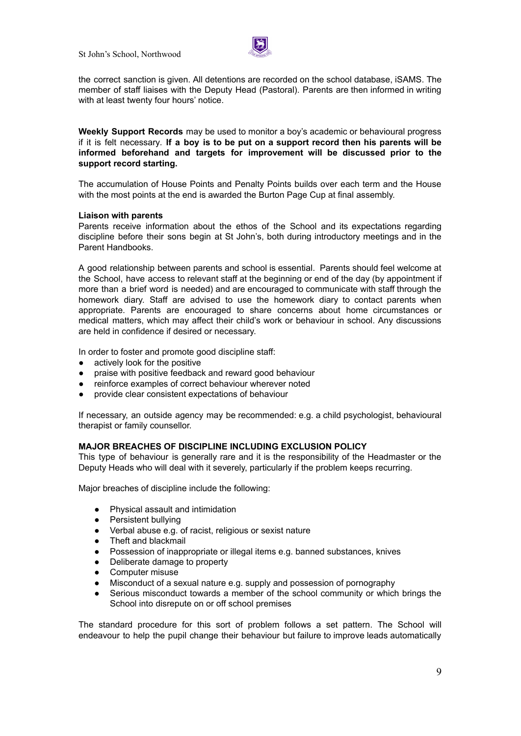the correct sanction is given. All detentions are recorded on the school database, iSAMS. The member of staff liaises with the Deputy Head (Pastoral). Parents are then informed in writing with at least twenty four hours' notice.

**Weekly Support Records** may be used to monitor a boy's academic or behavioural progress if it is felt necessary. **If a boy is to be put on a support record then his parents will be informed beforehand and targets for improvement will be discussed prior to the support record starting.**

The accumulation of House Points and Penalty Points builds over each term and the House with the most points at the end is awarded the Burton Page Cup at final assembly.

**Liaison with parents**

Parents receive information about the ethos of the School and its expectations regarding discipline before their sons begin at St John's, both during introductory meetings and in the Parent Handbooks.

A good relationship between parents and school is essential. Parents should feel welcome at the School, have access to relevant staff at the beginning or end of the day (by appointment if more than a brief word is needed) and are encouraged to communicate with staff through the homework diary. Staff are advised to use the homework diary to contact parents when appropriate. Parents are encouraged to share concerns about home circumstances or medical matters, which may affect their child's work or behaviour in school. Any discussions are held in confidence if desired or necessary.

In order to foster and promote good discipline staff:

- actively look for the positive
- praise with positive feedback and reward good behaviour
- reinforce examples of correct behaviour wherever noted
- provide clear consistent expectations of behaviour

If necessary, an outside agency may be recommended: e.g. a child psychologist, behavioural therapist or family counsellor.

**MAJOR BREACHES OF DISCIPLINE INCLUDING EXCLUSION POLICY**

This type of behaviour is generally rare and it is the responsibility of the Headmaster or the Deputy Heads who will deal with it severely, particularly if the problem keeps recurring.

Major breaches of discipline include the following:

- Physical assault and intimidation
- Persistent bullying
- Verbal abuse e.g. of racist, religious or sexist nature
- Theft and blackmail
- Possession of inappropriate or illegal items e.g. banned substances, knives
- Deliberate damage to property
- Computer misuse
- Misconduct of a sexual nature e.g. supply and possession of pornography
- Serious misconduct towards a member of the school community or which brings the School into disrepute on or off school premises

The standard procedure for this sort of problem follows a set pattern. The School will endeavour to help the pupil change their behaviour but failure to improve leads automatically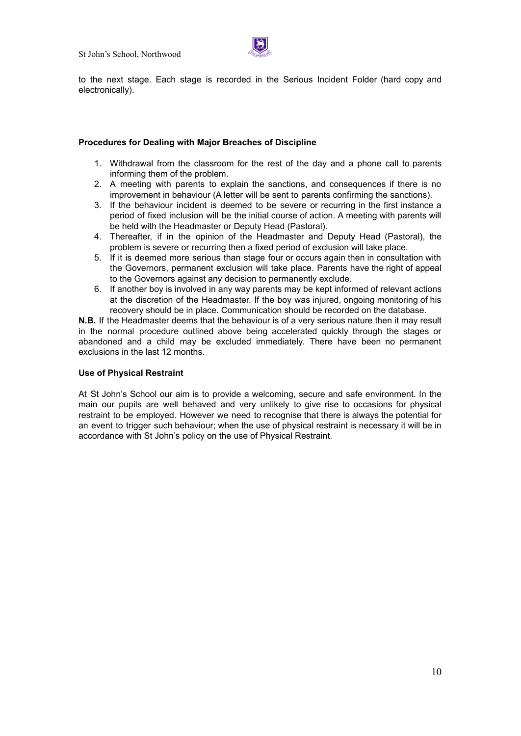to the next stage. Each stage is recorded in the Serious Incident Folder (hard copy and electronically).

**Procedures for Dealing with Major Breaches of Discipline**

1. Withdrawal from the classroom for the rest of the day and a phone call to parents informing them of the problem.
2. A meeting with parents to explain the sanctions, and consequences if there is no improvement in behaviour (A letter will be sent to parents confirming the sanctions).
3. If the behaviour incident is deemed to be severe or recurring in the first instance a period of fixed inclusion will be the initial course of action. A meeting with parents will be held with the Headmaster or Deputy Head (Pastoral).
4. Thereafter, if in the opinion of the Headmaster and Deputy Head (Pastoral), the problem is severe or recurring then a fixed period of exclusion will take place.
5. If it is deemed more serious than stage four or occurs again then in consultation with the Governors, permanent exclusion will take place. Parents have the right of appeal to the Governors against any decision to permanently exclude.
6. If another boy is involved in any way parents may be kept informed of relevant actions at the discretion of the Headmaster. If the boy was injured, ongoing monitoring of his recovery should be in place. Communication should be recorded on the database.

**N.B.** If the Headmaster deems that the behaviour is of a very serious nature then it may result in the normal procedure outlined above being accelerated quickly through the stages or abandoned and a child may be excluded immediately. There have been no permanent exclusions in the last 12 months.

**Use of Physical Restraint**

At St John's School our aim is to provide a welcoming, secure and safe environment. In the main our pupils are well behaved and very unlikely to give rise to occasions for physical restraint to be employed. However we need to recognise that there is always the potential for an event to trigger such behaviour; when the use of physical restraint is necessary it will be in accordance with St John's policy on the use of Physical Restraint.